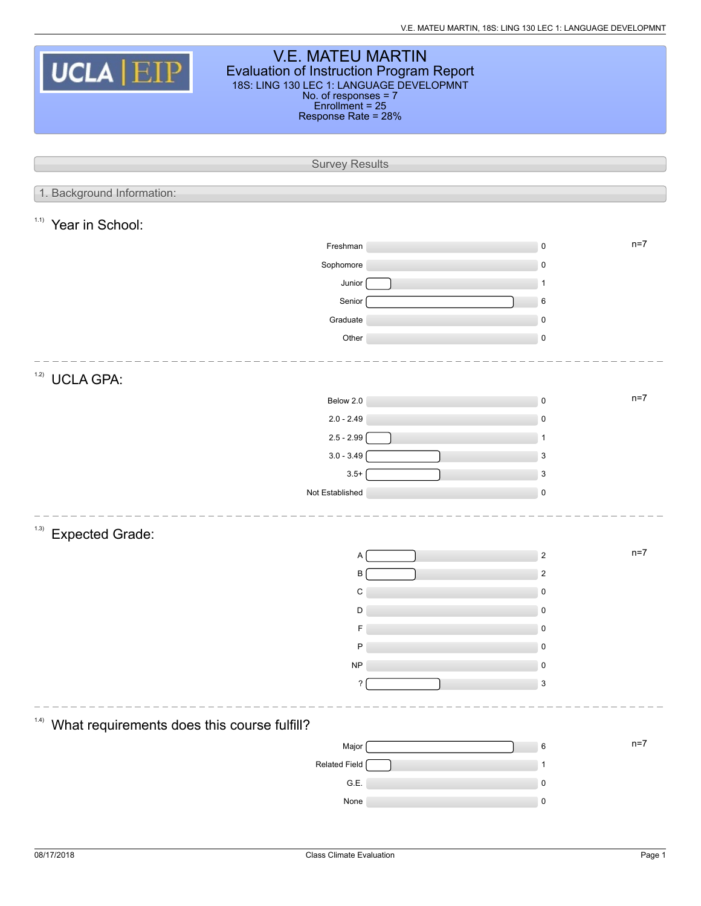# V.E. MATEU MARTIN

## Evaluation of Instruction Program Report

18S: LING 130 LEC 1: LANGUAGE DEVELOPMNT
No. of responses = 7
Enrollment = 25
Response Rate = 28%

## Survey Results

### 1. Background Information:

#### 1.1) Year in School:

n=7

| Response | Count |
|---|---|
| Freshman | 0 |
| Sophomore | 0 |
| Junior | 1 |
| Senior | 6 |
| Graduate | 0 |
| Other | 0 |

#### 1.2) UCLA GPA:

n=7

| Response | Count |
|---|---|
| Below 2.0 | 0 |
| 2.0 - 2.49 | 0 |
| 2.5 - 2.99 | 1 |
| 3.0 - 3.49 | 3 |
| 3.5+ | 3 |
| Not Established | 0 |

#### 1.3) Expected Grade:

n=7

| Response | Count |
|---|---|
| A | 2 |
| B | 2 |
| C | 0 |
| D | 0 |
| F | 0 |
| P | 0 |
| NP | 0 |
| ? | 3 |

#### 1.4) What requirements does this course fulfill?

n=7

| Response | Count |
|---|---|
| Major | 6 |
| Related Field | 1 |
| G.E. | 0 |
| None | 0 |

08/17/2018 Class Climate Evaluation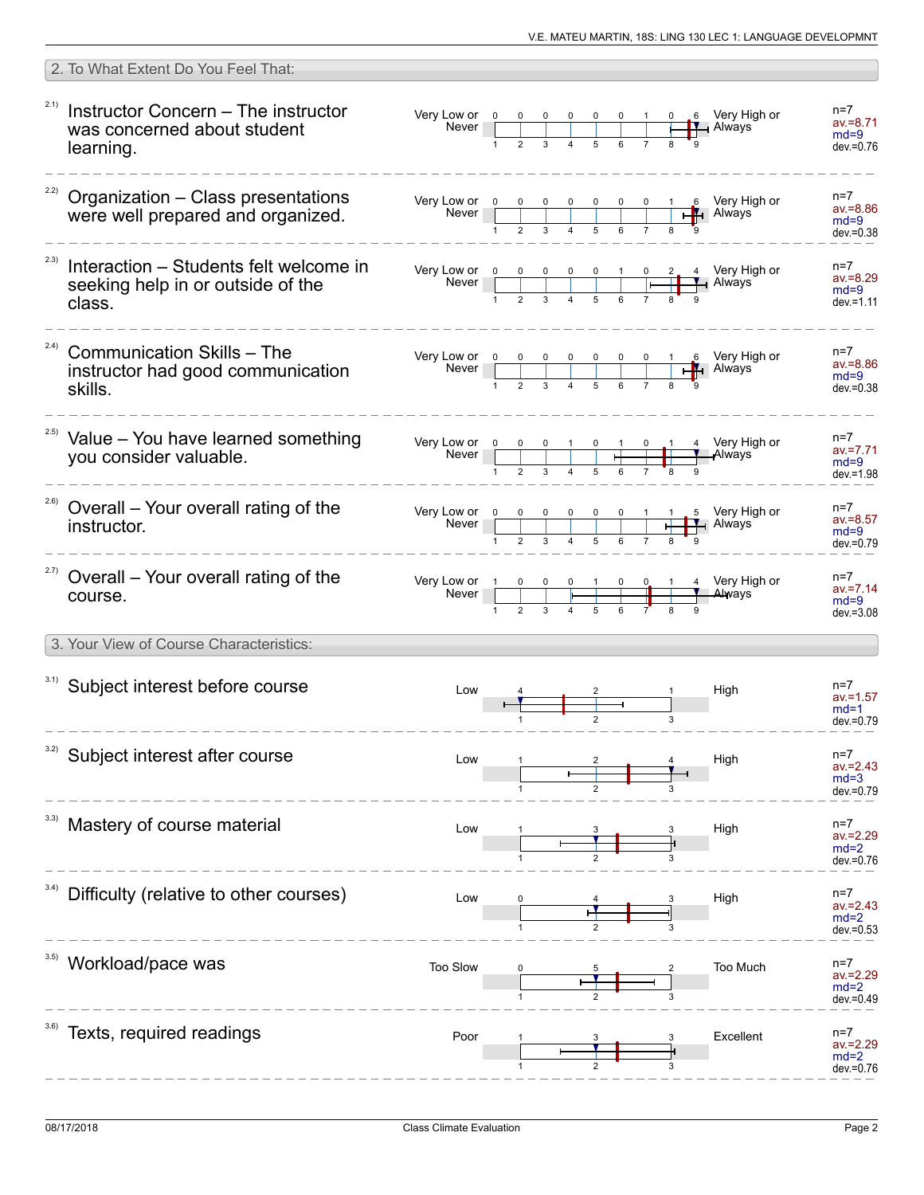## 2. To What Extent Do You Feel That:

2.1) **Instructor Concern – The instructor was concerned about student learning.**

| Very Low or Never | 1 | 2 | 3 | 4 | 5 | 6 | 7 | 8 | 9 | Very High or Always | |
|---|---|---|---|---|---|---|---|---|---|---|---|
| | 0 | 0 | 0 | 0 | 0 | 0 | 1 | 0 | 6 | | n=7, av.=8.71, md=9, dev.=0.76 |

2.2) **Organization – Class presentations were well prepared and organized.**

| Very Low or Never | 1 | 2 | 3 | 4 | 5 | 6 | 7 | 8 | 9 | Very High or Always | |
|---|---|---|---|---|---|---|---|---|---|---|---|
| | 0 | 0 | 0 | 0 | 0 | 0 | 0 | 1 | 6 | | n=7, av.=8.86, md=9, dev.=0.38 |

2.3) **Interaction – Students felt welcome in seeking help in or outside of the class.**

| Very Low or Never | 1 | 2 | 3 | 4 | 5 | 6 | 7 | 8 | 9 | Very High or Always | |
|---|---|---|---|---|---|---|---|---|---|---|---|
| | 0 | 0 | 0 | 0 | 0 | 1 | 0 | 2 | 4 | | n=7, av.=8.29, md=9, dev.=1.11 |

2.4) **Communication Skills – The instructor had good communication skills.**

| Very Low or Never | 1 | 2 | 3 | 4 | 5 | 6 | 7 | 8 | 9 | Very High or Always | |
|---|---|---|---|---|---|---|---|---|---|---|---|
| | 0 | 0 | 0 | 0 | 0 | 0 | 0 | 1 | 6 | | n=7, av.=8.86, md=9, dev.=0.38 |

2.5) **Value – You have learned something you consider valuable.**

| Very Low or Never | 1 | 2 | 3 | 4 | 5 | 6 | 7 | 8 | 9 | Very High or Always | |
|---|---|---|---|---|---|---|---|---|---|---|---|
| | 0 | 0 | 0 | 1 | 0 | 1 | 0 | 1 | 4 | | n=7, av.=7.71, md=9, dev.=1.98 |

2.6) **Overall – Your overall rating of the instructor.**

| Very Low or Never | 1 | 2 | 3 | 4 | 5 | 6 | 7 | 8 | 9 | Very High or Always | |
|---|---|---|---|---|---|---|---|---|---|---|---|
| | 0 | 0 | 0 | 0 | 0 | 0 | 1 | 1 | 5 | | n=7, av.=8.57, md=9, dev.=0.79 |

2.7) **Overall – Your overall rating of the course.**

| Very Low or Never | 1 | 2 | 3 | 4 | 5 | 6 | 7 | 8 | 9 | Very High or Always | |
|---|---|---|---|---|---|---|---|---|---|---|---|
| | 1 | 0 | 0 | 0 | 1 | 0 | 0 | 1 | 4 | | n=7, av.=7.14, md=9, dev.=3.08 |

## 3. Your View of Course Characteristics:

3.1) **Subject interest before course**

| Low | 1 | 2 | 3 | High | |
|---|---|---|---|---|---|
| | 4 | 2 | 1 | | n=7, av.=1.57, md=1, dev.=0.79 |

3.2) **Subject interest after course**

| Low | 1 | 2 | 3 | High | |
|---|---|---|---|---|---|
| | 1 | 2 | 4 | | n=7, av.=2.43, md=3, dev.=0.79 |

3.3) **Mastery of course material**

| Low | 1 | 2 | 3 | High | |
|---|---|---|---|---|---|
| | 1 | 3 | 3 | | n=7, av.=2.29, md=2, dev.=0.76 |

3.4) **Difficulty (relative to other courses)**

| Low | 1 | 2 | 3 | High | |
|---|---|---|---|---|---|
| | 0 | 4 | 3 | | n=7, av.=2.43, md=2, dev.=0.53 |

3.5) **Workload/pace was**

| Too Slow | 1 | 2 | 3 | Too Much | |
|---|---|---|---|---|---|
| | 0 | 5 | 2 | | n=7, av.=2.29, md=2, dev.=0.49 |

3.6) **Texts, required readings**

| Poor | 1 | 2 | 3 | Excellent | |
|---|---|---|---|---|---|
| | 1 | 3 | 3 | | n=7, av.=2.29, md=2, dev.=0.76 |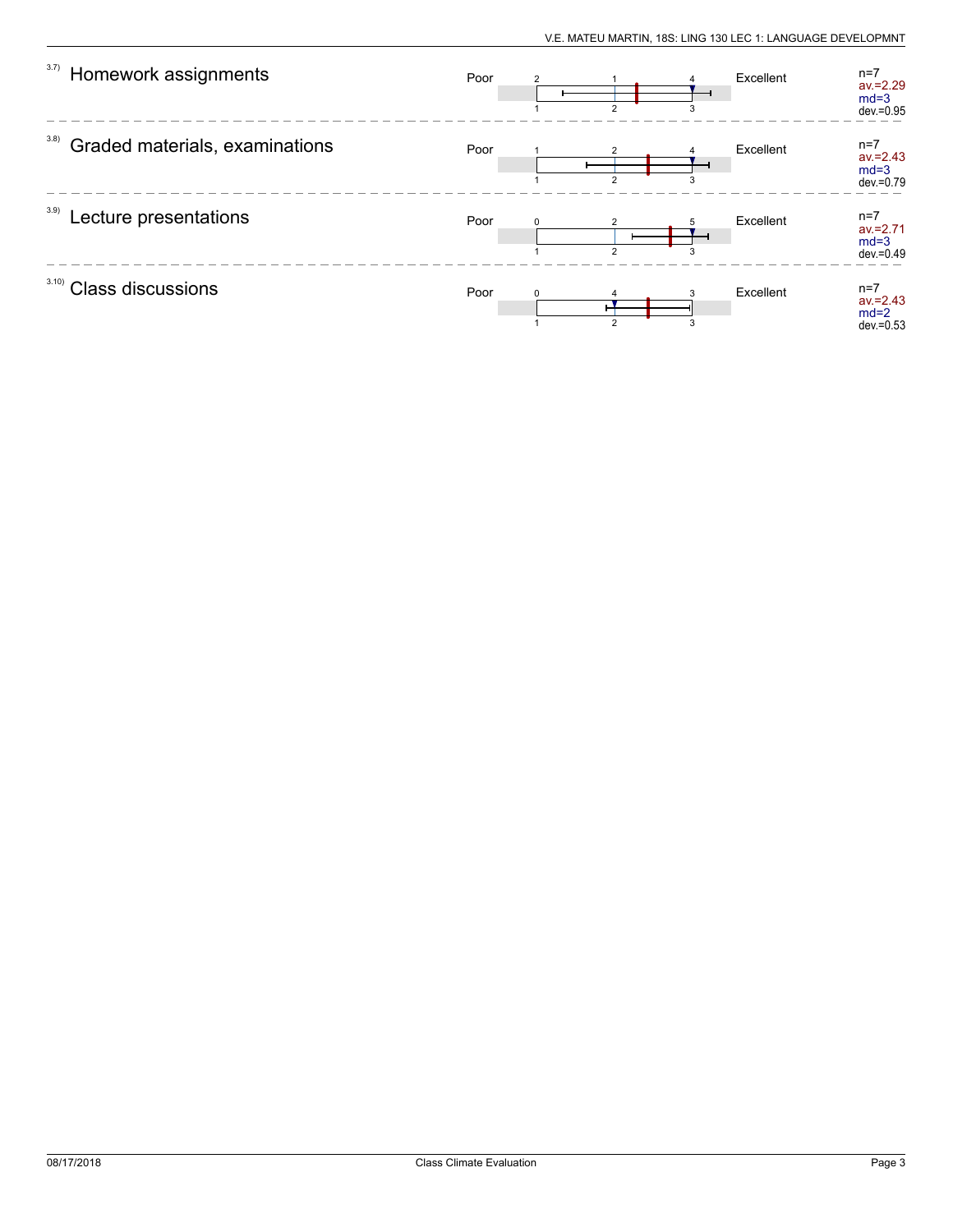| Item | Scale left | Distribution | Scale right | Statistics |
|---|---|---|---|---|
| 3.7) Homework assignments | Poor | 2 / 1 / 4 (1 / 2 / 3) | Excellent | n=7, av.=2.29, md=3, dev.=0.95 |
| 3.8) Graded materials, examinations | Poor | 1 / 2 / 4 (1 / 2 / 3) | Excellent | n=7, av.=2.43, md=3, dev.=0.79 |
| 3.9) Lecture presentations | Poor | 0 / 2 / 5 (1 / 2 / 3) | Excellent | n=7, av.=2.71, md=3, dev.=0.49 |
| 3.10) Class discussions | Poor | 0 / 4 / 3 (1 / 2 / 3) | Excellent | n=7, av.=2.43, md=2, dev.=0.53 |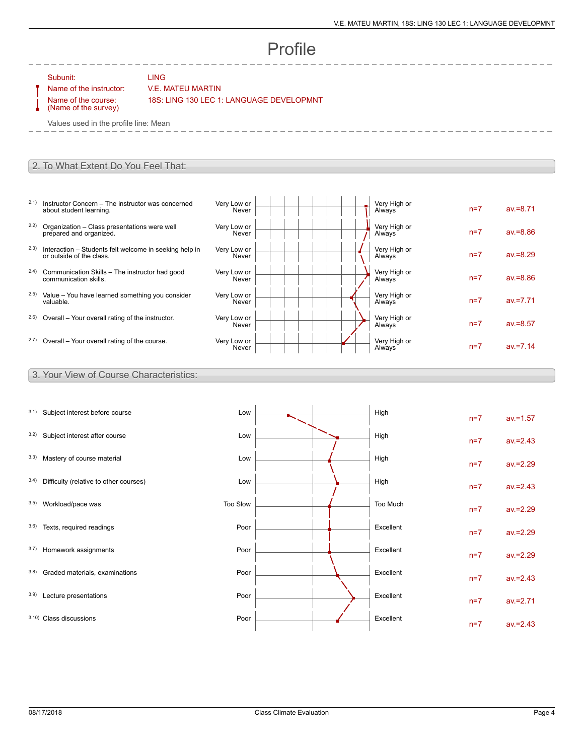# Profile

Subunit: LING

Name of the instructor: V.E. MATEU MARTIN

Name of the course: (Name of the survey) 18S: LING 130 LEC 1: LANGUAGE DEVELOPMNT

Values used in the profile line: Mean

## 2. To What Extent Do You Feel That:

| | Item | Left pole | Right pole | n | av. |
|---|---|---|---|---|---|
| 2.1) | Instructor Concern – The instructor was concerned about student learning. | Very Low or Never | Very High or Always | n=7 | av.=8.71 |
| 2.2) | Organization – Class presentations were well prepared and organized. | Very Low or Never | Very High or Always | n=7 | av.=8.86 |
| 2.3) | Interaction – Students felt welcome in seeking help in or outside of the class. | Very Low or Never | Very High or Always | n=7 | av.=8.29 |
| 2.4) | Communication Skills – The instructor had good communication skills. | Very Low or Never | Very High or Always | n=7 | av.=8.86 |
| 2.5) | Value – You have learned something you consider valuable. | Very Low or Never | Very High or Always | n=7 | av.=7.71 |
| 2.6) | Overall – Your overall rating of the instructor. | Very Low or Never | Very High or Always | n=7 | av.=8.57 |
| 2.7) | Overall – Your overall rating of the course. | Very Low or Never | Very High or Always | n=7 | av.=7.14 |

## 3. Your View of Course Characteristics:

| | Item | Left pole | Right pole | n | av. |
|---|---|---|---|---|---|
| 3.1) | Subject interest before course | Low | High | n=7 | av.=1.57 |
| 3.2) | Subject interest after course | Low | High | n=7 | av.=2.43 |
| 3.3) | Mastery of course material | Low | High | n=7 | av.=2.29 |
| 3.4) | Difficulty (relative to other courses) | Low | High | n=7 | av.=2.43 |
| 3.5) | Workload/pace was | Too Slow | Too Much | n=7 | av.=2.29 |
| 3.6) | Texts, required readings | Poor | Excellent | n=7 | av.=2.29 |
| 3.7) | Homework assignments | Poor | Excellent | n=7 | av.=2.29 |
| 3.8) | Graded materials, examinations | Poor | Excellent | n=7 | av.=2.43 |
| 3.9) | Lecture presentations | Poor | Excellent | n=7 | av.=2.71 |
| 3.10) | Class discussions | Poor | Excellent | n=7 | av.=2.43 |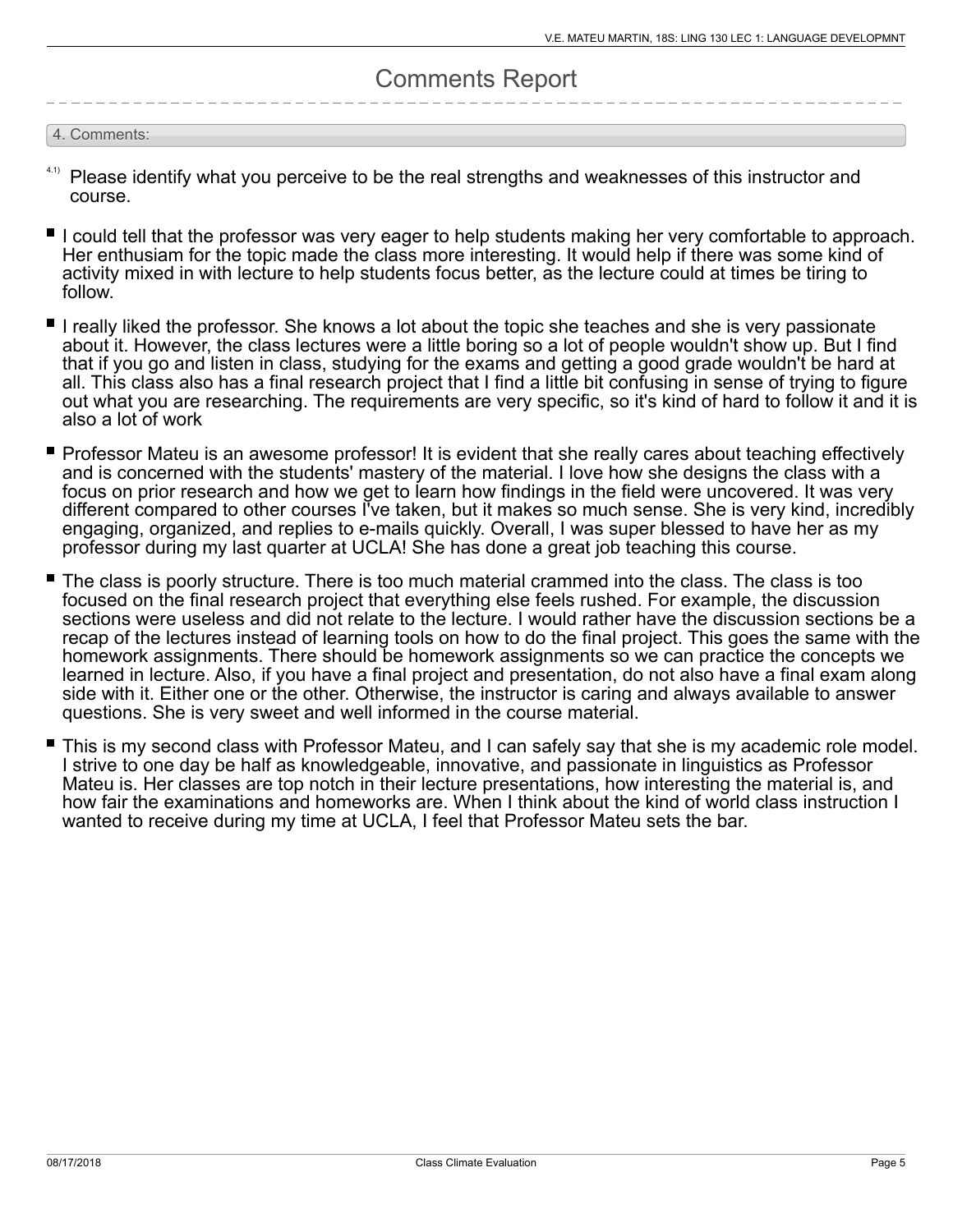# Comments Report

## 4. Comments:

[4.1] Please identify what you perceive to be the real strengths and weaknesses of this instructor and course.

- I could tell that the professor was very eager to help students making her very comfortable to approach. Her enthusiam for the topic made the class more interesting. It would help if there was some kind of activity mixed in with lecture to help students focus better, as the lecture could at times be tiring to follow.
- I really liked the professor. She knows a lot about the topic she teaches and she is very passionate about it. However, the class lectures were a little boring so a lot of people wouldn't show up. But I find that if you go and listen in class, studying for the exams and getting a good grade wouldn't be hard at all. This class also has a final research project that I find a little bit confusing in sense of trying to figure out what you are researching. The requirements are very specific, so it's kind of hard to follow it and it is also a lot of work
- Professor Mateu is an awesome professor! It is evident that she really cares about teaching effectively and is concerned with the students' mastery of the material. I love how she designs the class with a focus on prior research and how we get to learn how findings in the field were uncovered. It was very different compared to other courses I've taken, but it makes so much sense. She is very kind, incredibly engaging, organized, and replies to e-mails quickly. Overall, I was super blessed to have her as my professor during my last quarter at UCLA! She has done a great job teaching this course.
- The class is poorly structure. There is too much material crammed into the class. The class is too focused on the final research project that everything else feels rushed. For example, the discussion sections were useless and did not relate to the lecture. I would rather have the discussion sections be a recap of the lectures instead of learning tools on how to do the final project. This goes the same with the homework assignments. There should be homework assignments so we can practice the concepts we learned in lecture. Also, if you have a final project and presentation, do not also have a final exam along side with it. Either one or the other. Otherwise, the instructor is caring and always available to answer questions. She is very sweet and well informed in the course material.
- This is my second class with Professor Mateu, and I can safely say that she is my academic role model. I strive to one day be half as knowledgeable, innovative, and passionate in linguistics as Professor Mateu is. Her classes are top notch in their lecture presentations, how interesting the material is, and how fair the examinations and homeworks are. When I think about the kind of world class instruction I wanted to receive during my time at UCLA, I feel that Professor Mateu sets the bar.